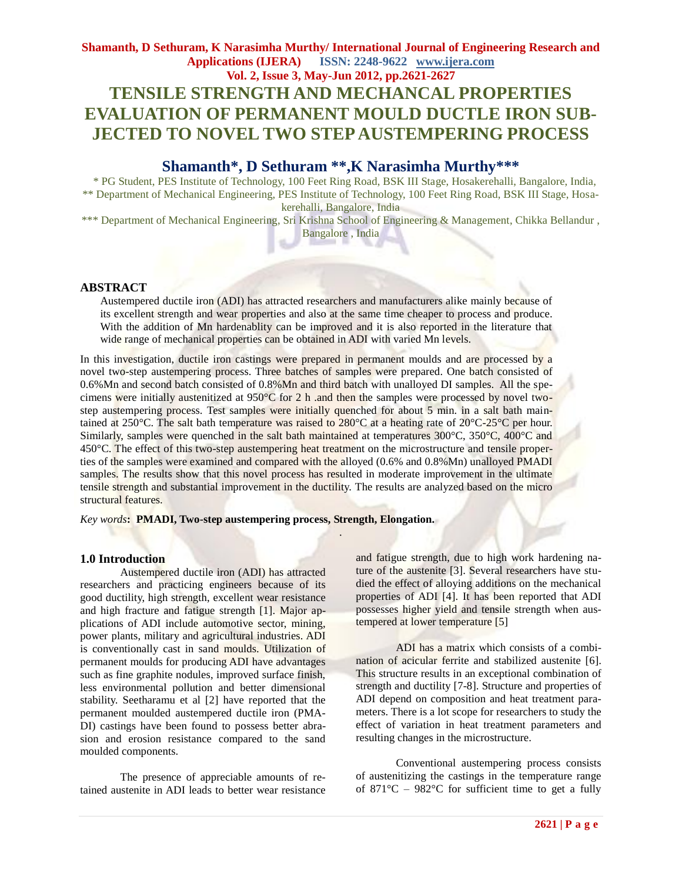# TENSILE STRENGTH AND MECHANCAL PROPERTIES EVALUATION OF PERMANENT MOULD DUCTLE IRON SUBJECTED TO NOVEL TWO STEP AUSTEMPERING PROCESS

## Shamanth*, D Sethuram **,K Narasimha Murthy***

\* PG Student, PES Institute of Technology, 100 Feet Ring Road, BSK III Stage, Hosakerehalli, Bangalore, India,
\*\* Department of Mechanical Engineering, PES Institute of Technology, 100 Feet Ring Road, BSK III Stage, Hosakerehalli, Bangalore, India
\*\*\* Department of Mechanical Engineering, Sri Krishna School of Engineering & Management, Chikka Bellandur , Bangalore , India

### ABSTRACT

Austempered ductile iron (ADI) has attracted researchers and manufacturers alike mainly because of its excellent strength and wear properties and also at the same time cheaper to process and produce. With the addition of Mn hardenablity can be improved and it is also reported in the literature that wide range of mechanical properties can be obtained in ADI with varied Mn levels.

In this investigation, ductile iron castings were prepared in permanent moulds and are processed by a novel two-step austempering process. Three batches of samples were prepared. One batch consisted of 0.6%Mn and second batch consisted of 0.8%Mn and third batch with unalloyed DI samples. All the specimens were initially austenitized at 950°C for 2 h .and then the samples were processed by novel two-step austempering process. Test samples were initially quenched for about 5 min. in a salt bath maintained at 250°C. The salt bath temperature was raised to 280°C at a heating rate of 20°C-25°C per hour. Similarly, samples were quenched in the salt bath maintained at temperatures 300°C, 350°C, 400°C and 450°C. The effect of this two-step austempering heat treatment on the microstructure and tensile properties of the samples were examined and compared with the alloyed (0.6% and 0.8%Mn) unalloyed PMADI samples. The results show that this novel process has resulted in moderate improvement in the ultimate tensile strength and substantial improvement in the ductility. The results are analyzed based on the micro structural features.

*Key words*: **PMADI, Two-step austempering process, Strength, Elongation.**

### 1.0 Introduction

Austempered ductile iron (ADI) has attracted researchers and practicing engineers because of its good ductility, high strength, excellent wear resistance and high fracture and fatigue strength [1]. Major applications of ADI include automotive sector, mining, power plants, military and agricultural industries. ADI is conventionally cast in sand moulds. Utilization of permanent moulds for producing ADI have advantages such as fine graphite nodules, improved surface finish, less environmental pollution and better dimensional stability. Seetharamu et al [2] have reported that the permanent moulded austempered ductile iron (PMADI) castings have been found to possess better abrasion and erosion resistance compared to the sand moulded components.

The presence of appreciable amounts of retained austenite in ADI leads to better wear resistance and fatigue strength, due to high work hardening nature of the austenite [3]. Several researchers have studied the effect of alloying additions on the mechanical properties of ADI [4]. It has been reported that ADI possesses higher yield and tensile strength when austempered at lower temperature [5]

ADI has a matrix which consists of a combination of acicular ferrite and stabilized austenite [6]. This structure results in an exceptional combination of strength and ductility [7-8]. Structure and properties of ADI depend on composition and heat treatment parameters. There is a lot scope for researchers to study the effect of variation in heat treatment parameters and resulting changes in the microstructure.

Conventional austempering process consists of austenitizing the castings in the temperature range of 871°C – 982°C for sufficient time to get a fully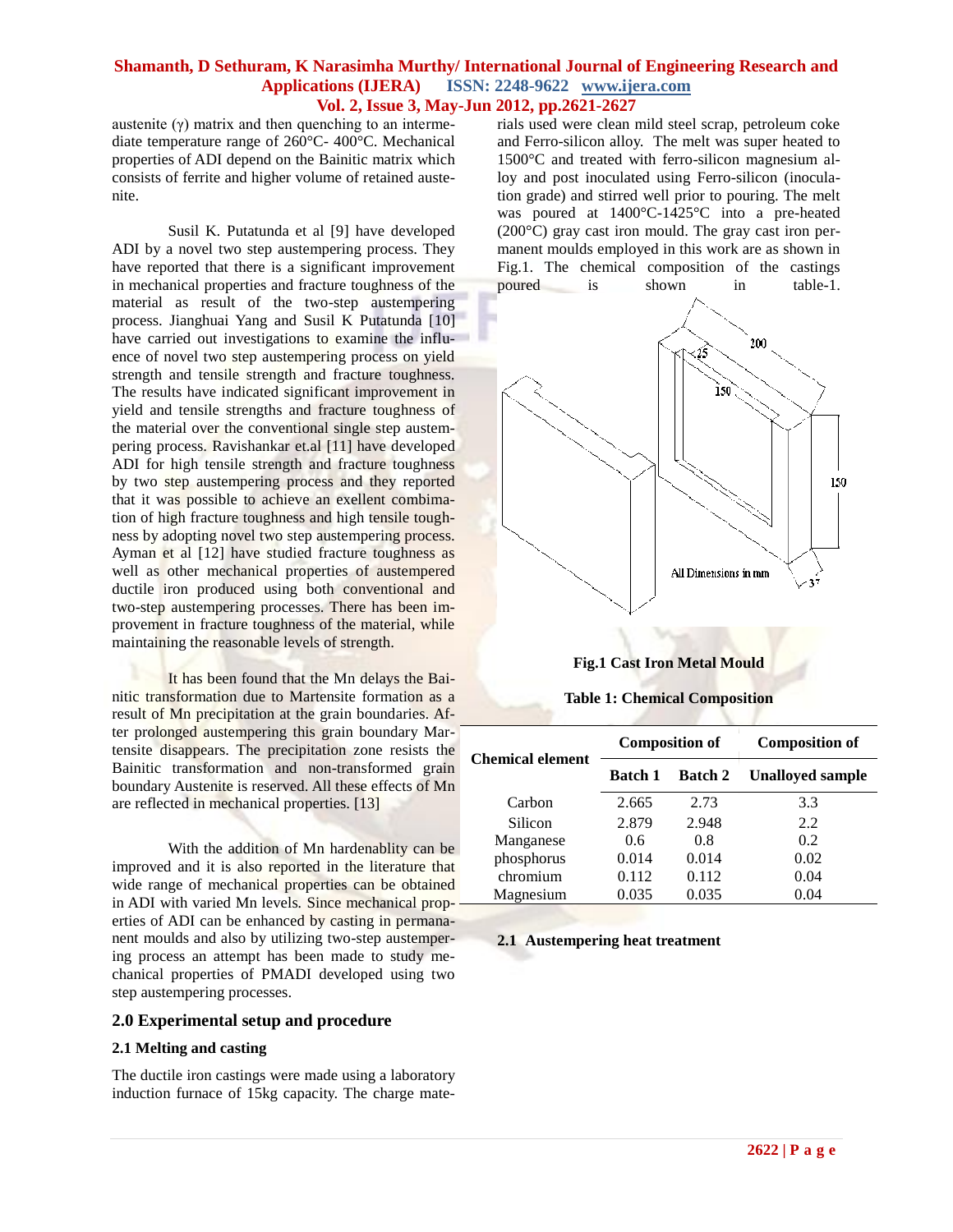austenite (γ) matrix and then quenching to an intermediate temperature range of 260°C- 400°C. Mechanical properties of ADI depend on the Bainitic matrix which consists of ferrite and higher volume of retained austenite.

Susil K. Putatunda et al [9] have developed ADI by a novel two step austempering process. They have reported that there is a significant improvement in mechanical properties and fracture toughness of the material as result of the two-step austempering process. Jianghuai Yang and Susil K Putatunda [10] have carried out investigations to examine the influence of novel two step austempering process on yield strength and tensile strength and fracture toughness. The results have indicated significant improvement in yield and tensile strengths and fracture toughness of the material over the conventional single step austempering process. Ravishankar et.al [11] have developed ADI for high tensile strength and fracture toughness by two step austempering process and they reported that it was possible to achieve an exellent combimation of high fracture toughness and high tensile toughness by adopting novel two step austempering process. Ayman et al [12] have studied fracture toughness as well as other mechanical properties of austempered ductile iron produced using both conventional and two-step austempering processes. There has been improvement in fracture toughness of the material, while maintaining the reasonable levels of strength.

It has been found that the Mn delays the Bainitic transformation due to Martensite formation as a result of Mn precipitation at the grain boundaries. After prolonged austempering this grain boundary Martensite disappears. The precipitation zone resists the Bainitic transformation and non-transformed grain boundary Austenite is reserved. All these effects of Mn are reflected in mechanical properties. [13]

With the addition of Mn hardenablity can be improved and it is also reported in the literature that wide range of mechanical properties can be obtained in ADI with varied Mn levels. Since mechanical properties of ADI can be enhanced by casting in permananent moulds and also by utilizing two-step austempering process an attempt has been made to study mechanical properties of PMADI developed using two step austempering processes.

## 2.0 Experimental setup and procedure

### 2.1 Melting and casting

The ductile iron castings were made using a laboratory induction furnace of 15kg capacity. The charge materials used were clean mild steel scrap, petroleum coke and Ferro-silicon alloy. The melt was super heated to 1500°C and treated with ferro-silicon magnesium alloy and post inoculated using Ferro-silicon (inoculation grade) and stirred well prior to pouring. The melt was poured at 1400°C-1425°C into a pre-heated (200°C) gray cast iron mould. The gray cast iron permanent moulds employed in this work are as shown in Fig.1. The chemical composition of the castings poured is shown in table-1.

**Fig.1 Cast Iron Metal Mould**

**Table 1: Chemical Composition**

| Chemical element | Composition of | | Composition of |
|---|---|---|---|
| | Batch 1 | Batch 2 | Unalloyed sample |
| Carbon | 2.665 | 2.73 | 3.3 |
| Silicon | 2.879 | 2.948 | 2.2 |
| Manganese | 0.6 | 0.8 | 0.2 |
| phosphorus | 0.014 | 0.014 | 0.02 |
| chromium | 0.112 | 0.112 | 0.04 |
| Magnesium | 0.035 | 0.035 | 0.04 |

### 2.1 Austempering heat treatment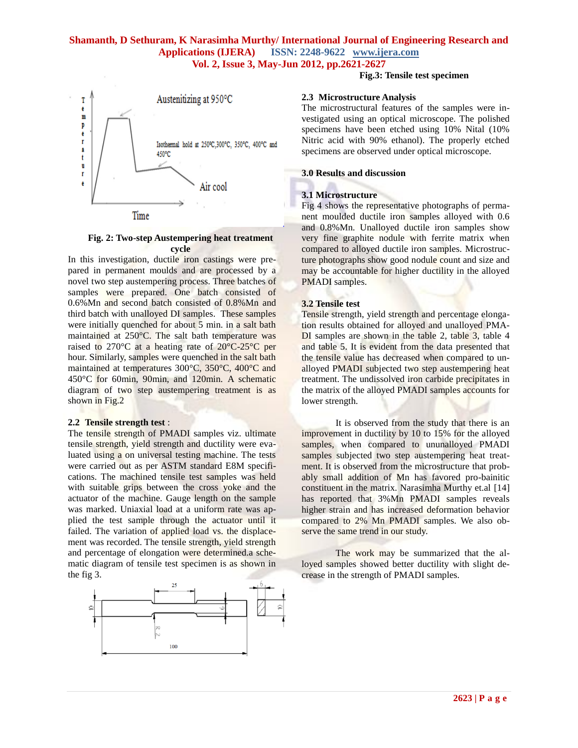Fig.3: Tensile test specimen

Fig. 2: Two-step Austempering heat treatment cycle

In this investigation, ductile iron castings were prepared in permanent moulds and are processed by a novel two step austempering process. Three batches of samples were prepared. One batch consisted of 0.6%Mn and second batch consisted of 0.8%Mn and third batch with unalloyed DI samples. These samples were initially quenched for about 5 min. in a salt bath maintained at 250°C. The salt bath temperature was raised to 270°C at a heating rate of 20°C-25°C per hour. Similarly, samples were quenched in the salt bath maintained at temperatures 300°C, 350°C, 400°C and 450°C for 60min, 90min, and 120min. A schematic diagram of two step austempering treatment is as shown in Fig.2

### 2.2 Tensile strength test :

The tensile strength of PMADI samples viz. ultimate tensile strength, yield strength and ductility were evaluated using a on universal testing machine. The tests were carried out as per ASTM standard E8M specifications. The machined tensile test samples was held with suitable grips between the cross yoke and the actuator of the machine. Gauge length on the sample was marked. Uniaxial load at a uniform rate was applied the test sample through the actuator until it failed. The variation of applied load vs. the displacement was recorded. The tensile strength, yield strength and percentage of elongation were determined.a schematic diagram of tensile test specimen is as shown in the fig 3.

### 2.3 Microstructure Analysis

The microstructural features of the samples were investigated using an optical microscope. The polished specimens have been etched using 10% Nital (10% Nitric acid with 90% ethanol). The properly etched specimens are observed under optical microscope.

## 3.0 Results and discussion

### 3.1 Microstructure

Fig 4 shows the representative photographs of permanent moulded ductile iron samples alloyed with 0.6 and 0.8%Mn. Unalloyed ductile iron samples show very fine graphite nodule with ferrite matrix when compared to alloyed ductile iron samples. Microstructure photographs show good nodule count and size and may be accountable for higher ductility in the alloyed PMADI samples.

### 3.2 Tensile test

Tensile strength, yield strength and percentage elongation results obtained for alloyed and unalloyed PMADI samples are shown in the table 2, table 3, table 4 and table 5. It is evident from the data presented that the tensile value has decreased when compared to unalloyed PMADI subjected two step austempering heat treatment. The undissolved iron carbide precipitates in the matrix of the alloyed PMADI samples accounts for lower strength.

It is observed from the study that there is an improvement in ductility by 10 to 15% for the alloyed samples, when compared to unalloyed PMADI samples subjected two step austempering heat treatment. It is observed from the microstructure that probably small addition of Mn has favored pro-bainitic constituent in the matrix. Narasimha Murthy et.al [14] has reported that 3%Mn PMADI samples reveals higher strain and has increased deformation behavior compared to 2% Mn PMADI samples. We also observe the same trend in our study.

The work may be summarized that the alloyed samples showed better ductility with slight decrease in the strength of PMADI samples.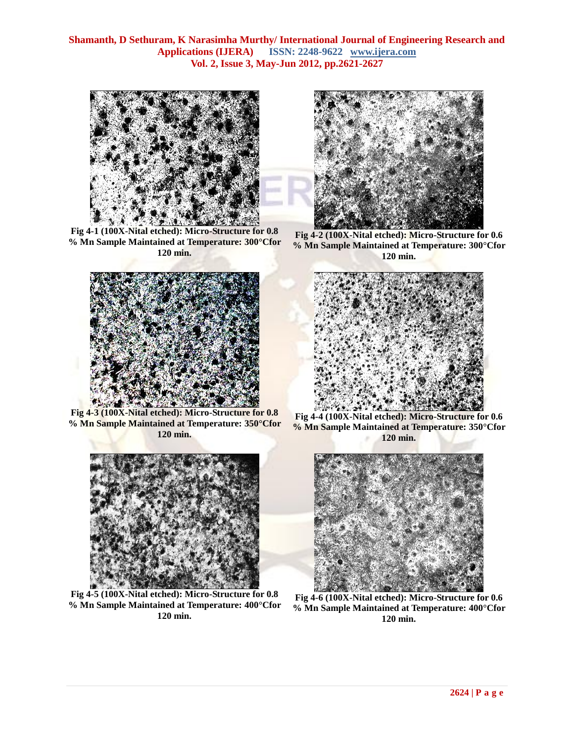**Fig 4-1 (100X-Nital etched): Micro-Structure for 0.8 % Mn Sample Maintained at Temperature: 300°Cfor 120 min.**

**Fig 4-2 (100X-Nital etched): Micro-Structure for 0.6 % Mn Sample Maintained at Temperature: 300°Cfor 120 min.**

**Fig 4-3 (100X-Nital etched): Micro-Structure for 0.8 % Mn Sample Maintained at Temperature: 350°Cfor 120 min.**

**Fig 4-4 (100X-Nital etched): Micro-Structure for 0.6 % Mn Sample Maintained at Temperature: 350°Cfor 120 min.**

**Fig 4-5 (100X-Nital etched): Micro-Structure for 0.8 % Mn Sample Maintained at Temperature: 400°Cfor 120 min.**

**Fig 4-6 (100X-Nital etched): Micro-Structure for 0.6 % Mn Sample Maintained at Temperature: 400°Cfor 120 min.**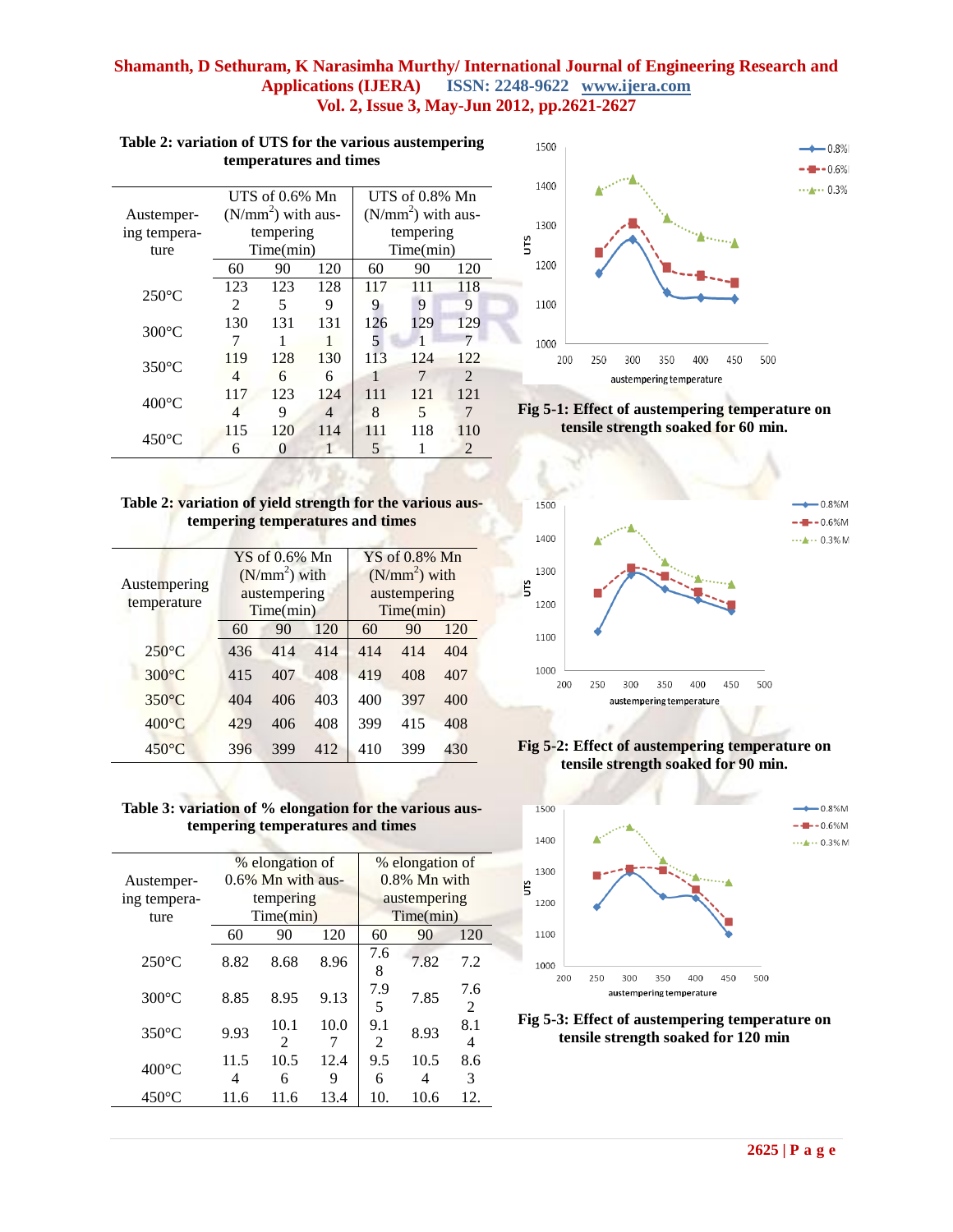Table 2: variation of UTS for the various austempering temperatures and times

| Austempering temperature | UTS of 0.6% Mn ($N/mm^2$) with austempering Time(min) | | | UTS of 0.8% Mn ($N/mm^2$) with austempering Time(min) | | |
|---|---|---|---|---|---|---|
| | 60 | 90 | 120 | 60 | 90 | 120 |
| 250°C | 1232 | 1235 | 1289 | 1179 | 1119 | 1189 |
| 300°C | 1307 | 1311 | 1311 | 1265 | 1291 | 1297 |
| 350°C | 1194 | 1286 | 1306 | 1131 | 1247 | 1222 |
| 400°C | 1174 | 1239 | 1244 | 1118 | 1215 | 1217 |
| 450°C | 1156 | 1200 | 1141 | 1115 | 1181 | 1102 |

Table 2: variation of yield strength for the various austempering temperatures and times

| Austempering temperature | YS of 0.6% Mn ($N/mm^2$) with austempering Time(min) | | | YS of 0.8% Mn ($N/mm^2$) with austempering Time(min) | | |
|---|---|---|---|---|---|---|
| | 60 | 90 | 120 | 60 | 90 | 120 |
| 250°C | 436 | 414 | 414 | 414 | 414 | 404 |
| 300°C | 415 | 407 | 408 | 419 | 408 | 407 |
| 350°C | 404 | 406 | 403 | 400 | 397 | 400 |
| 400°C | 429 | 406 | 408 | 399 | 415 | 408 |
| 450°C | 396 | 399 | 412 | 410 | 399 | 430 |

Table 3: variation of % elongation for the various austempering temperatures and times

| Austempering temperature | % elongation of 0.6% Mn with austempering Time(min) | | | % elongation of 0.8% Mn with austempering Time(min) | | |
|---|---|---|---|---|---|---|
| | 60 | 90 | 120 | 60 | 90 | 120 |
| 250°C | 8.82 | 8.68 | 8.96 | 7.68 | 7.82 | 7.2 |
| 300°C | 8.85 | 8.95 | 9.13 | 7.95 | 7.85 | 7.62 |
| 350°C | 9.93 | 10.12 | 10.07 | 9.12 | 8.93 | 8.14 |
| 400°C | 11.54 | 10.56 | 12.49 | 9.56 | 10.54 | 8.63 |
| 450°C | 11.6 | 11.6 | 13.4 | 10. | 10.6 | 12. |

Fig 5-1: Effect of austempering temperature on tensile strength soaked for 60 min.

Fig 5-2: Effect of austempering temperature on tensile strength soaked for 90 min.

Fig 5-3: Effect of austempering temperature on tensile strength soaked for 120 min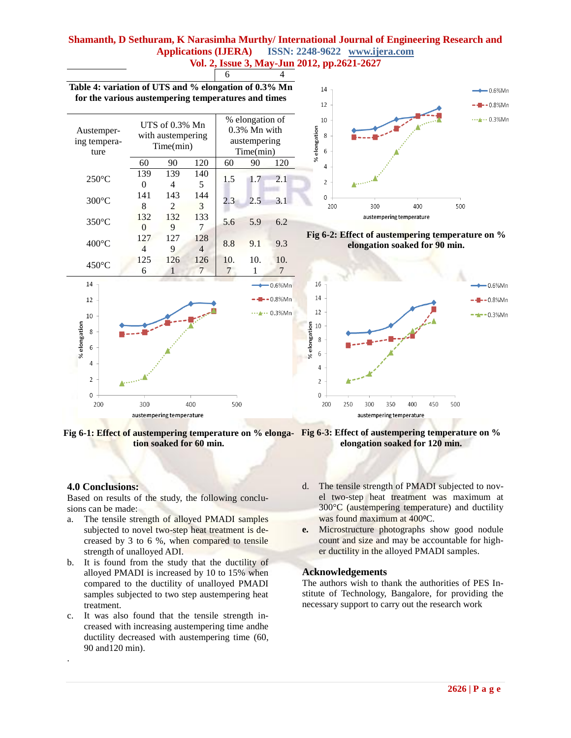| | | 6 | 4 |
|---|---|---|---|

**Table 4: variation of UTS and % elongation of 0.3% Mn for the various austempering temperatures and times**

| Austempering temperature | UTS of 0.3% Mn with austempering Time(min) | | | % elongation of 0.3% Mn with austempering Time(min) | | |
|---|---|---|---|---|---|---|
| | 60 | 90 | 120 | 60 | 90 | 120 |
| 250°C | 1390 | 1394 | 1405 | 1.5 | 1.7 | 2.1 |
| 300°C | 1418 | 1432 | 1443 | 2.3 | 2.5 | 3.1 |
| 350°C | 1320 | 1329 | 1337 | 5.6 | 5.9 | 6.2 |
| 400°C | 1274 | 1279 | 1284 | 8.8 | 9.1 | 9.3 |
| 450°C | 1256 | 1261 | 1267 | 10.7 | 10.1 | 10.7 |

Fig 6-1: Effect of austempering temperature on % elongation soaked for 60 min.

Fig 6-2: Effect of austempering temperature on % elongation soaked for 90 min.

Fig 6-3: Effect of austempering temperature on % elongation soaked for 120 min.

## 4.0 Conclusions:

Based on results of the study, the following conclusions can be made:

a. The tensile strength of alloyed PMADI samples subjected to novel two-step heat treatment is decreased by 3 to 6 %, when compared to tensile strength of unalloyed ADI.

b. It is found from the study that the ductility of alloyed PMADI is increased by 10 to 15% when compared to the ductility of unalloyed PMADI samples subjected to two step austempering heat treatment.

c. It was also found that the tensile strength increased with increasing austempering time andhe ductility decreased with austempering time (60, 90 and120 min).

d. The tensile strength of PMADI subjected to novel two-step heat treatment was maximum at 300°C (austempering temperature) and ductility was found maximum at 400ºC.

e. Microstructure photographs show good nodule count and size and may be accountable for higher ductility in the alloyed PMADI samples.

## Acknowledgements

The authors wish to thank the authorities of PES Institute of Technology, Bangalore, for providing the necessary support to carry out the research work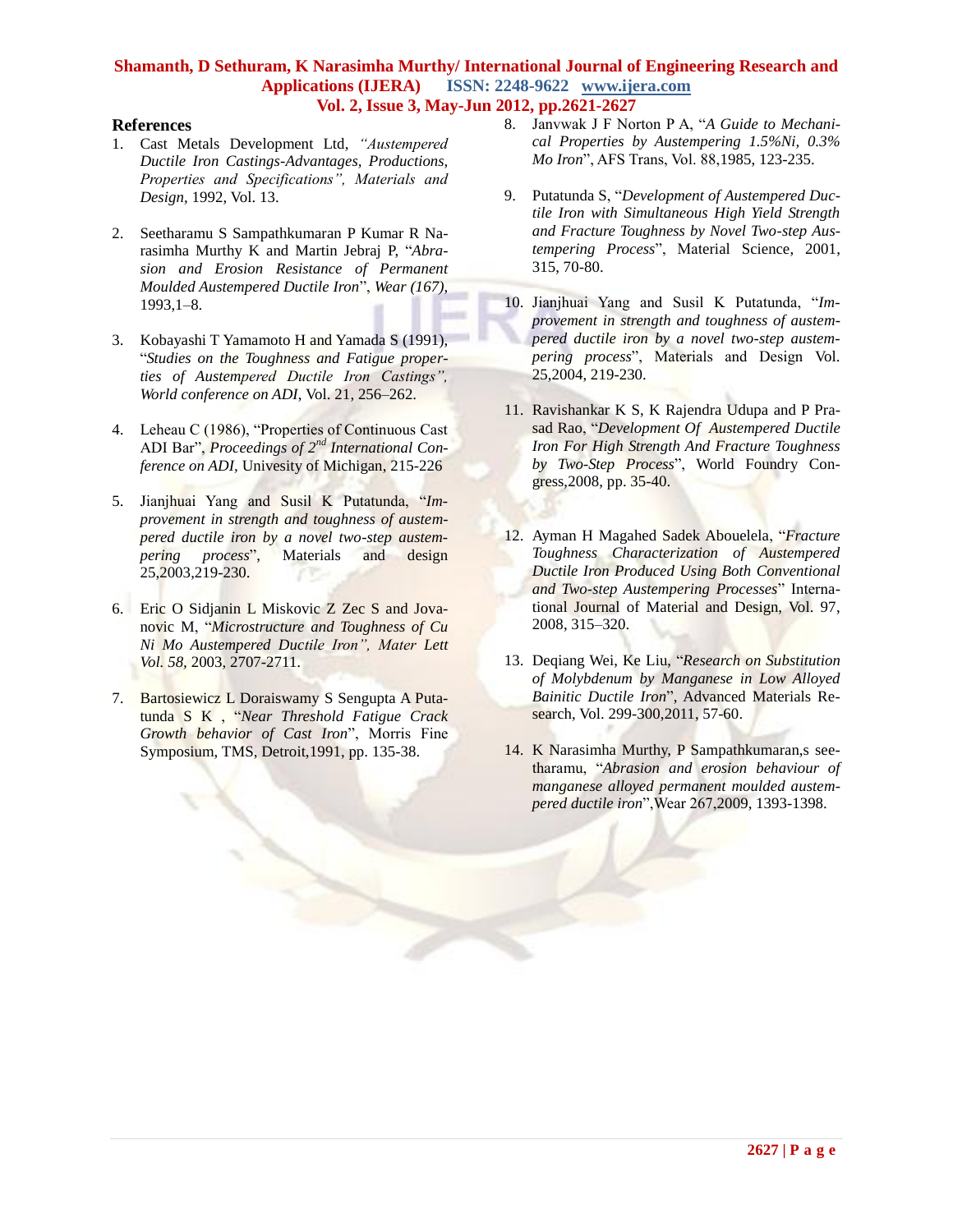## References

1. Cast Metals Development Ltd, *"Austempered Ductile Iron Castings-Advantages, Productions, Properties and Specifications", Materials and Design*, 1992, Vol. 13.

2. Seetharamu S Sampathkumaran P Kumar R Narasimha Murthy K and Martin Jebraj P, "*Abrasion and Erosion Resistance of Permanent Moulded Austempered Ductile Iron*", *Wear (167)*, 1993,1–8.

3. Kobayashi T Yamamoto H and Yamada S (1991), "*Studies on the Toughness and Fatigue properties of Austempered Ductile Iron Castings", World conference on ADI*, Vol. 21, 256–262.

4. Leheau C (1986), "Properties of Continuous Cast ADI Bar", *Proceedings of 2nd International Conference on ADI*, Univesity of Michigan, 215-226

5. Jianjhuai Yang and Susil K Putatunda, "*Improvement in strength and toughness of austempered ductile iron by a novel two-step austempering process*", Materials and design 25,2003,219-230.

6. Eric O Sidjanin L Miskovic Z Zec S and Jovanovic M, "*Microstructure and Toughness of Cu Ni Mo Austempered Ductile Iron", Mater Lett Vol. 58*, 2003, 2707-2711.

7. Bartosiewicz L Doraiswamy S Sengupta A Putatunda S K , "*Near Threshold Fatigue Crack Growth behavior of Cast Iron*", Morris Fine Symposium, TMS, Detroit,1991, pp. 135-38.

8. Janvwak J F Norton P A, "*A Guide to Mechanical Properties by Austempering 1.5%Ni, 0.3% Mo Iron*", AFS Trans, Vol. 88,1985, 123-235.

9. Putatunda S, "*Development of Austempered Ductile Iron with Simultaneous High Yield Strength and Fracture Toughness by Novel Two-step Austempering Process*", Material Science, 2001, 315, 70-80.

10. Jianjhuai Yang and Susil K Putatunda, "*Improvement in strength and toughness of austempered ductile iron by a novel two-step austempering process*", Materials and Design Vol. 25,2004, 219-230.

11. Ravishankar K S, K Rajendra Udupa and P Prasad Rao, "*Development Of Austempered Ductile Iron For High Strength And Fracture Toughness by Two-Step Process*", World Foundry Congress,2008, pp. 35-40.

12. Ayman H Magahed Sadek Abouelela, "*Fracture Toughness Characterization of Austempered Ductile Iron Produced Using Both Conventional and Two-step Austempering Processes*" International Journal of Material and Design, Vol. 97, 2008, 315–320.

13. Deqiang Wei, Ke Liu, "*Research on Substitution of Molybdenum by Manganese in Low Alloyed Bainitic Ductile Iron*", Advanced Materials Research, Vol. 299-300,2011, 57-60.

14. K Narasimha Murthy, P Sampathkumaran,s seetharamu, "*Abrasion and erosion behaviour of manganese alloyed permanent moulded austempered ductile iron*",Wear 267,2009, 1393-1398.